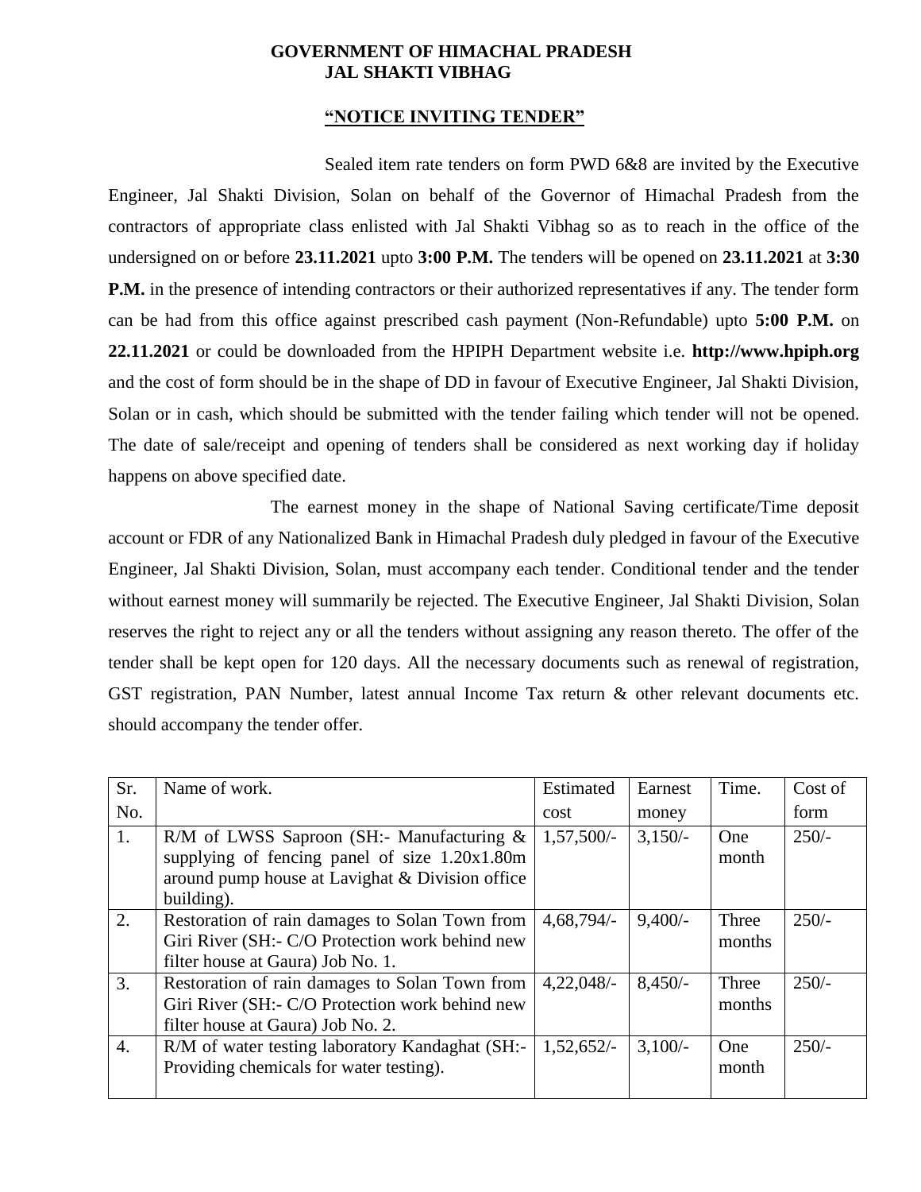**GOVERNMENT OF HIMACHAL PRADESH**
**JAL SHAKTI VIBHAG**

**"NOTICE INVITING TENDER"**

Sealed item rate tenders on form PWD 6&8 are invited by the Executive Engineer, Jal Shakti Division, Solan on behalf of the Governor of Himachal Pradesh from the contractors of appropriate class enlisted with Jal Shakti Vibhag so as to reach in the office of the undersigned on or before **23.11.2021** upto **3:00 P.M.** The tenders will be opened on **23.11.2021** at **3:30 P.M.** in the presence of intending contractors or their authorized representatives if any. The tender form can be had from this office against prescribed cash payment (Non-Refundable) upto **5:00 P.M.** on **22.11.2021** or could be downloaded from the HPIPH Department website i.e. **http://www.hpiph.org** and the cost of form should be in the shape of DD in favour of Executive Engineer, Jal Shakti Division, Solan or in cash, which should be submitted with the tender failing which tender will not be opened. The date of sale/receipt and opening of tenders shall be considered as next working day if holiday happens on above specified date.

The earnest money in the shape of National Saving certificate/Time deposit account or FDR of any Nationalized Bank in Himachal Pradesh duly pledged in favour of the Executive Engineer, Jal Shakti Division, Solan, must accompany each tender. Conditional tender and the tender without earnest money will summarily be rejected. The Executive Engineer, Jal Shakti Division, Solan reserves the right to reject any or all the tenders without assigning any reason thereto. The offer of the tender shall be kept open for 120 days. All the necessary documents such as renewal of registration, GST registration, PAN Number, latest annual Income Tax return & other relevant documents etc. should accompany the tender offer.

| Sr. No. | Name of work. | Estimated cost | Earnest money | Time. | Cost of form |
|---|---|---|---|---|---|
| 1. | R/M of LWSS Saproon (SH:- Manufacturing & supplying of fencing panel of size 1.20x1.80m around pump house at Lavighat & Division office building). | 1,57,500/- | 3,150/- | One month | 250/- |
| 2. | Restoration of rain damages to Solan Town from Giri River (SH:- C/O Protection work behind new filter house at Gaura) Job No. 1. | 4,68,794/- | 9,400/- | Three months | 250/- |
| 3. | Restoration of rain damages to Solan Town from Giri River (SH:- C/O Protection work behind new filter house at Gaura) Job No. 2. | 4,22,048/- | 8,450/- | Three months | 250/- |
| 4. | R/M of water testing laboratory Kandaghat (SH:- Providing chemicals for water testing). | 1,52,652/- | 3,100/- | One month | 250/- |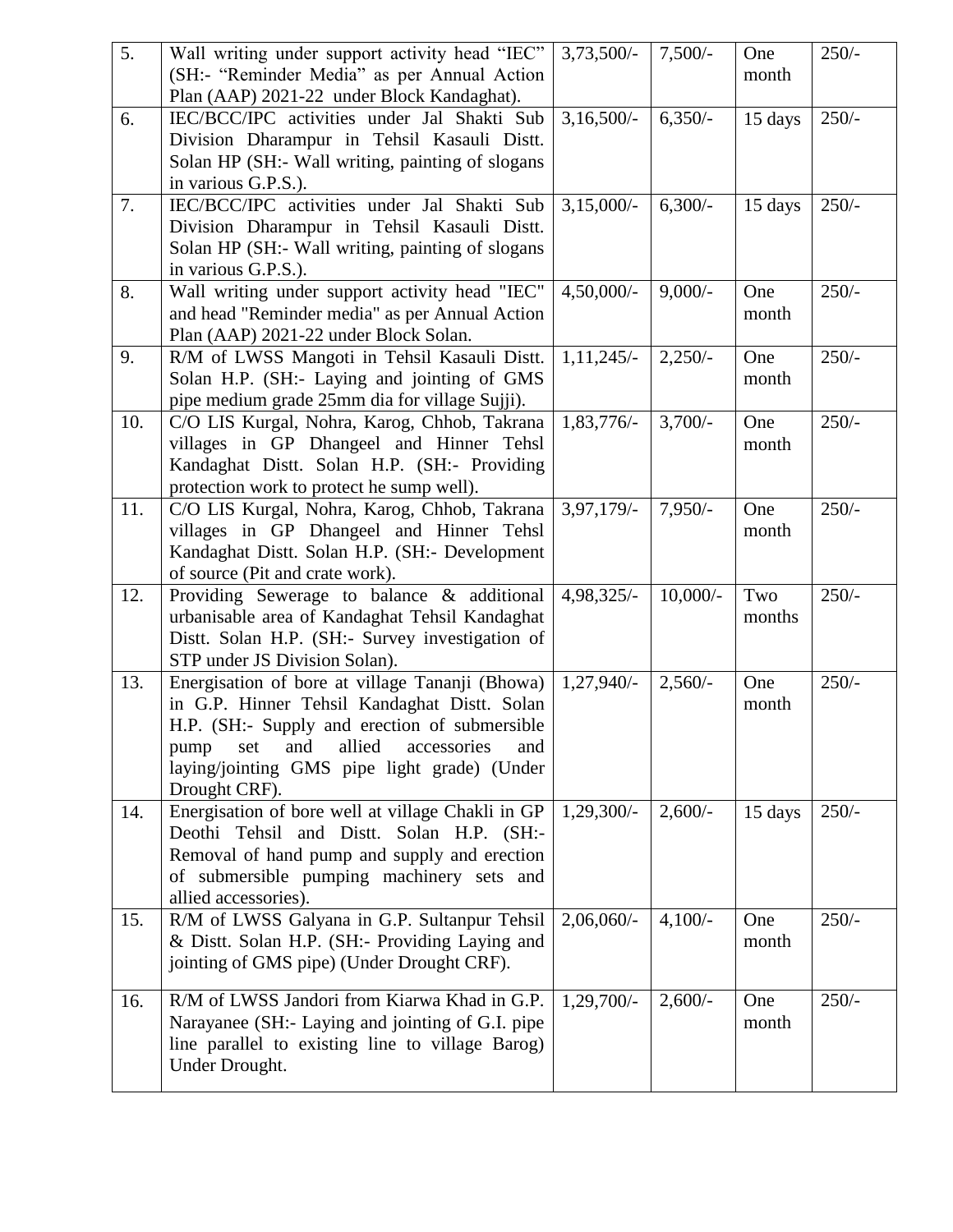| 5. | Wall writing under support activity head "IEC" (SH:- "Reminder Media" as per Annual Action Plan (AAP) 2021-22 under Block Kandaghat). | 3,73,500/- | 7,500/- | One month | 250/- |
|---|---|---|---|---|---|
| 6. | IEC/BCC/IPC activities under Jal Shakti Sub Division Dharampur in Tehsil Kasauli Distt. Solan HP (SH:- Wall writing, painting of slogans in various G.P.S.). | 3,16,500/- | 6,350/- | 15 days | 250/- |
| 7. | IEC/BCC/IPC activities under Jal Shakti Sub Division Dharampur in Tehsil Kasauli Distt. Solan HP (SH:- Wall writing, painting of slogans in various G.P.S.). | 3,15,000/- | 6,300/- | 15 days | 250/- |
| 8. | Wall writing under support activity head "IEC" and head "Reminder media" as per Annual Action Plan (AAP) 2021-22 under Block Solan. | 4,50,000/- | 9,000/- | One month | 250/- |
| 9. | R/M of LWSS Mangoti in Tehsil Kasauli Distt. Solan H.P. (SH:- Laying and jointing of GMS pipe medium grade 25mm dia for village Sujji). | 1,11,245/- | 2,250/- | One month | 250/- |
| 10. | C/O LIS Kurgal, Nohra, Karog, Chhob, Takrana villages in GP Dhangeel and Hinner Tehsl Kandaghat Distt. Solan H.P. (SH:- Providing protection work to protect he sump well). | 1,83,776/- | 3,700/- | One month | 250/- |
| 11. | C/O LIS Kurgal, Nohra, Karog, Chhob, Takrana villages in GP Dhangeel and Hinner Tehsl Kandaghat Distt. Solan H.P. (SH:- Development of source (Pit and crate work). | 3,97,179/- | 7,950/- | One month | 250/- |
| 12. | Providing Sewerage to balance & additional urbanisable area of Kandaghat Tehsil Kandaghat Distt. Solan H.P. (SH:- Survey investigation of STP under JS Division Solan). | 4,98,325/- | 10,000/- | Two months | 250/- |
| 13. | Energisation of bore at village Tananji (Bhowa) in G.P. Hinner Tehsil Kandaghat Distt. Solan H.P. (SH:- Supply and erection of submersible pump set and allied accessories and laying/jointing GMS pipe light grade) (Under Drought CRF). | 1,27,940/- | 2,560/- | One month | 250/- |
| 14. | Energisation of bore well at village Chakli in GP Deothi Tehsil and Distt. Solan H.P. (SH:- Removal of hand pump and supply and erection of submersible pumping machinery sets and allied accessories). | 1,29,300/- | 2,600/- | 15 days | 250/- |
| 15. | R/M of LWSS Galyana in G.P. Sultanpur Tehsil & Distt. Solan H.P. (SH:- Providing Laying and jointing of GMS pipe) (Under Drought CRF). | 2,06,060/- | 4,100/- | One month | 250/- |
| 16. | R/M of LWSS Jandori from Kiarwa Khad in G.P. Narayanee (SH:- Laying and jointing of G.I. pipe line parallel to existing line to village Barog) Under Drought. | 1,29,700/- | 2,600/- | One month | 250/- |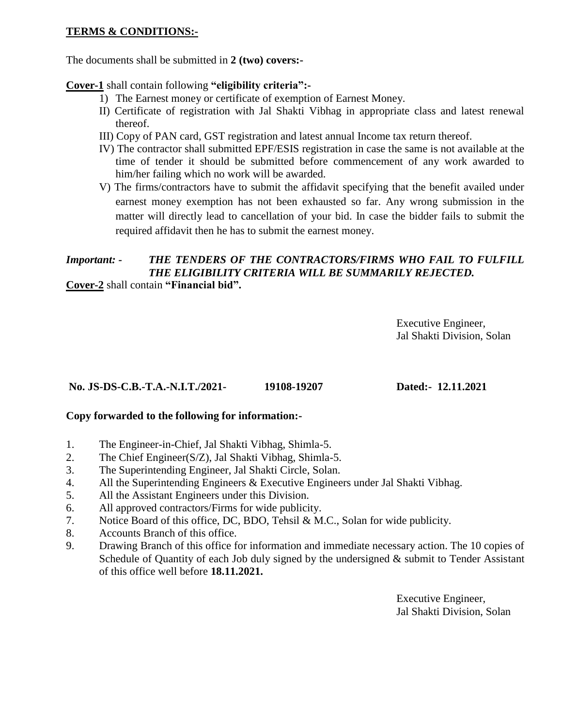**TERMS & CONDITIONS:-**

The documents shall be submitted in **2 (two) covers:-**

**Cover-1** shall contain following **"eligibility criteria":-**

1) The Earnest money or certificate of exemption of Earnest Money.

II) Certificate of registration with Jal Shakti Vibhag in appropriate class and latest renewal thereof.

III) Copy of PAN card, GST registration and latest annual Income tax return thereof.

IV) The contractor shall submitted EPF/ESIS registration in case the same is not available at the time of tender it should be submitted before commencement of any work awarded to him/her failing which no work will be awarded.

V) The firms/contractors have to submit the affidavit specifying that the benefit availed under earnest money exemption has not been exhausted so far. Any wrong submission in the matter will directly lead to cancellation of your bid. In case the bidder fails to submit the required affidavit then he has to submit the earnest money.

***Important: -*** ***THE TENDERS OF THE CONTRACTORS/FIRMS WHO FAIL TO FULFILL THE ELIGIBILITY CRITERIA WILL BE SUMMARILY REJECTED.***

**Cover-2** shall contain **"Financial bid".**

Executive Engineer,
Jal Shakti Division, Solan

**No. JS-DS-C.B.-T.A.-N.I.T./2021- 19108-19207 Dated:- 12.11.2021**

**Copy forwarded to the following for information:-**

1. The Engineer-in-Chief, Jal Shakti Vibhag, Shimla-5.
2. The Chief Engineer(S/Z), Jal Shakti Vibhag, Shimla-5.
3. The Superintending Engineer, Jal Shakti Circle, Solan.
4. All the Superintending Engineers & Executive Engineers under Jal Shakti Vibhag.
5. All the Assistant Engineers under this Division.
6. All approved contractors/Firms for wide publicity.
7. Notice Board of this office, DC, BDO, Tehsil & M.C., Solan for wide publicity.
8. Accounts Branch of this office.
9. Drawing Branch of this office for information and immediate necessary action. The 10 copies of Schedule of Quantity of each Job duly signed by the undersigned & submit to Tender Assistant of this office well before **18.11.2021.**

Executive Engineer,
Jal Shakti Division, Solan